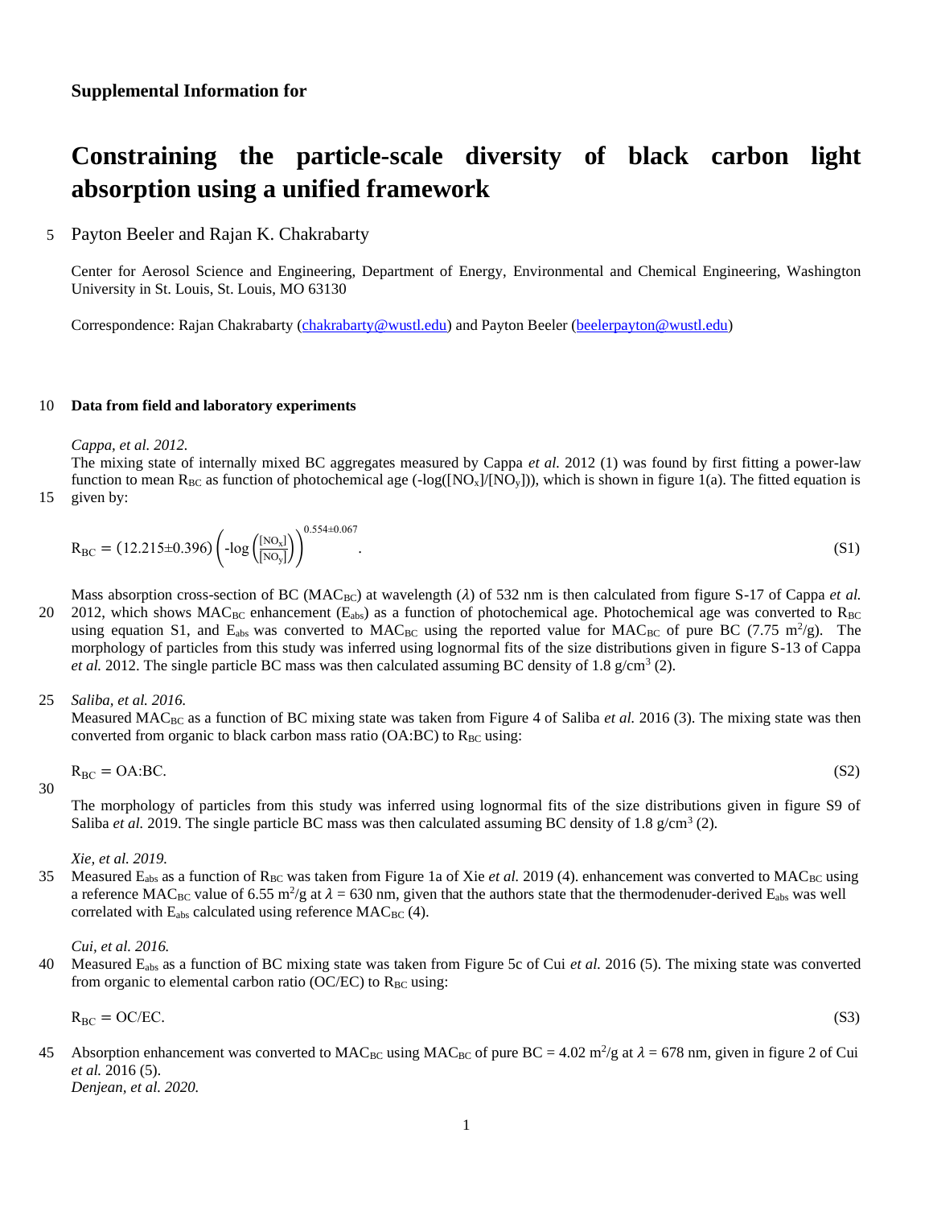**Supplemental Information for**

# Constraining the particle-scale diversity of black carbon light absorption using a unified framework

Payton Beeler and Rajan K. Chakrabarty

Center for Aerosol Science and Engineering, Department of Energy, Environmental and Chemical Engineering, Washington University in St. Louis, St. Louis, MO 63130

Correspondence: Rajan Chakrabarty (chakrabarty@wustl.edu) and Payton Beeler (beelerpayton@wustl.edu)

## Data from field and laboratory experiments

*Cappa, et al. 2012.*

The mixing state of internally mixed BC aggregates measured by Cappa *et al.* 2012 (1) was found by first fitting a power-law function to mean $R_{BC}$ as function of photochemical age (-log([$NO_x$]/[$NO_y$])), which is shown in figure 1(a). The fitted equation is given by:

$$R_{BC} = (12.215 \pm 0.396)\left(-\log\left(\frac{[NO_x]}{[NO_y]}\right)\right)^{0.554 \pm 0.067}. \tag{S1}$$

Mass absorption cross-section of BC ($MAC_{BC}$) at wavelength ($\lambda$) of 532 nm is then calculated from figure S-17 of Cappa *et al.* 2012, which shows $MAC_{BC}$ enhancement ($E_{abs}$) as a function of photochemical age. Photochemical age was converted to $R_{BC}$ using equation S1, and $E_{abs}$ was converted to $MAC_{BC}$ using the reported value for $MAC_{BC}$ of pure BC (7.75 $m^2/g$). The morphology of particles from this study was inferred using lognormal fits of the size distributions given in figure S-13 of Cappa *et al.* 2012. The single particle BC mass was then calculated assuming BC density of 1.8 $g/cm^3$ (2).

*Saliba, et al. 2016.*

Measured $MAC_{BC}$ as a function of BC mixing state was taken from Figure 4 of Saliba *et al.* 2016 (3). The mixing state was then converted from organic to black carbon mass ratio (OA:BC) to $R_{BC}$ using:

$$R_{BC} = OA{:}BC. \tag{S2}$$

The morphology of particles from this study was inferred using lognormal fits of the size distributions given in figure S9 of Saliba *et al.* 2019. The single particle BC mass was then calculated assuming BC density of 1.8 $g/cm^3$ (2).

*Xie, et al. 2019.*

Measured $E_{abs}$ as a function of $R_{BC}$ was taken from Figure 1a of Xie *et al.* 2019 (4). enhancement was converted to $MAC_{BC}$ using a reference $MAC_{BC}$ value of 6.55 $m^2/g$ at $\lambda$ = 630 nm, given that the authors state that the thermodenuder-derived $E_{abs}$ was well correlated with $E_{abs}$ calculated using reference $MAC_{BC}$ (4).

*Cui, et al. 2016.*

Measured $E_{abs}$ as a function of BC mixing state was taken from Figure 5c of Cui *et al.* 2016 (5). The mixing state was converted from organic to elemental carbon ratio (OC/EC) to $R_{BC}$ using:

$$R_{BC} = OC/EC. \tag{S3}$$

Absorption enhancement was converted to $MAC_{BC}$ using $MAC_{BC}$ of pure BC = 4.02 $m^2/g$ at $\lambda$ = 678 nm, given in figure 2 of Cui *et al.* 2016 (5).

*Denjean, et al. 2020.*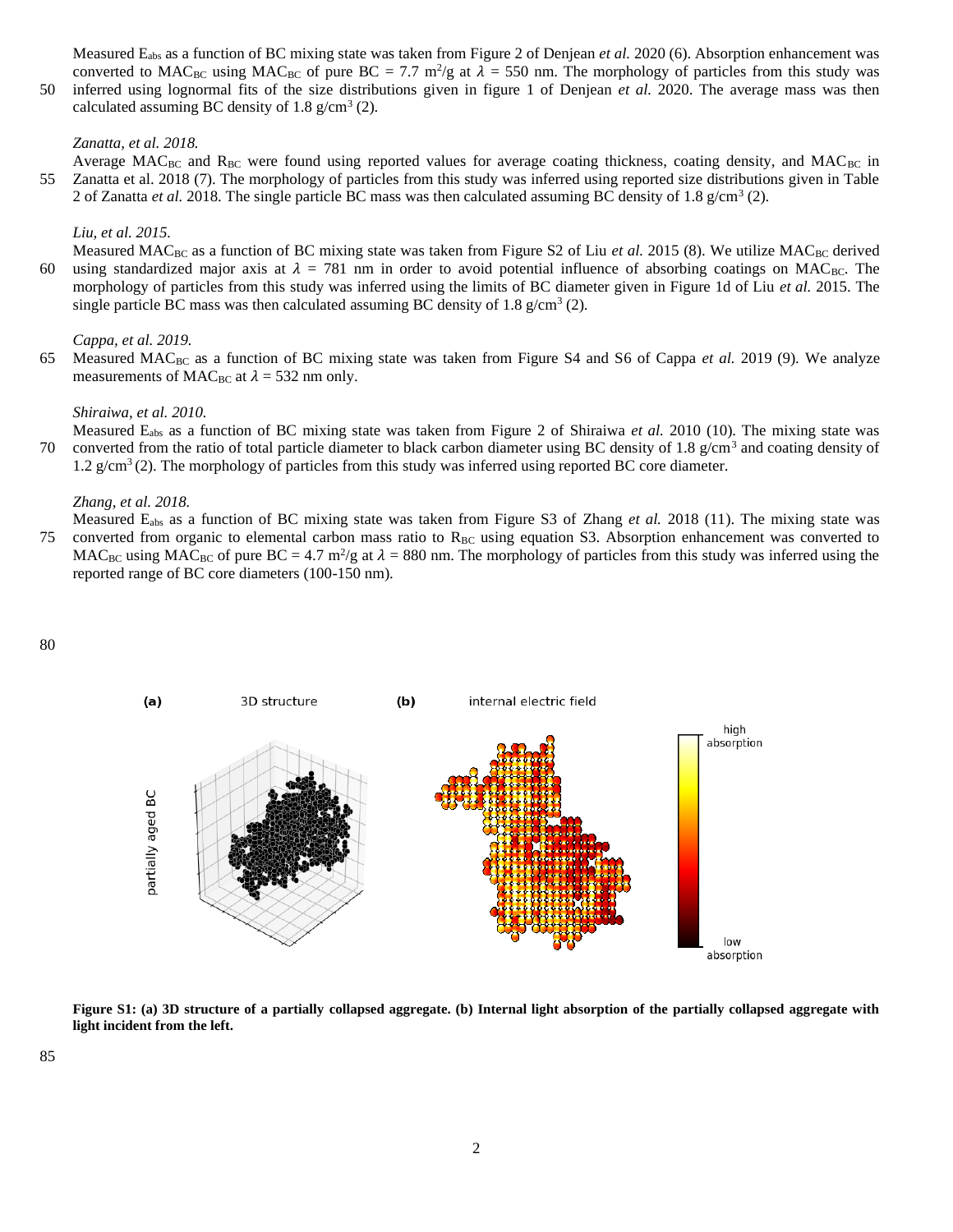Measured $E_{abs}$ as a function of BC mixing state was taken from Figure 2 of Denjean *et al.* 2020 (6). Absorption enhancement was converted to $MAC_{BC}$ using $MAC_{BC}$ of pure BC = 7.7 $m^2/g$ at $\lambda$ = 550 nm. The morphology of particles from this study was inferred using lognormal fits of the size distributions given in figure 1 of Denjean *et al.* 2020. The average mass was then calculated assuming BC density of 1.8 $g/cm^3$ (2).

*Zanatta, et al. 2018.*

Average $MAC_{BC}$ and $R_{BC}$ were found using reported values for average coating thickness, coating density, and $MAC_{BC}$ in Zanatta et al. 2018 (7). The morphology of particles from this study was inferred using reported size distributions given in Table 2 of Zanatta *et al.* 2018. The single particle BC mass was then calculated assuming BC density of 1.8 $g/cm^3$ (2).

*Liu, et al. 2015.*

Measured $MAC_{BC}$ as a function of BC mixing state was taken from Figure S2 of Liu *et al.* 2015 (8). We utilize $MAC_{BC}$ derived using standardized major axis at $\lambda$ = 781 nm in order to avoid potential influence of absorbing coatings on $MAC_{BC}$. The morphology of particles from this study was inferred using the limits of BC diameter given in Figure 1d of Liu *et al.* 2015. The single particle BC mass was then calculated assuming BC density of 1.8 $g/cm^3$ (2).

*Cappa, et al. 2019.*

Measured $MAC_{BC}$ as a function of BC mixing state was taken from Figure S4 and S6 of Cappa *et al.* 2019 (9). We analyze measurements of $MAC_{BC}$ at $\lambda$ = 532 nm only.

*Shiraiwa, et al. 2010.*

Measured $E_{abs}$ as a function of BC mixing state was taken from Figure 2 of Shiraiwa *et al.* 2010 (10). The mixing state was converted from the ratio of total particle diameter to black carbon diameter using BC density of 1.8 $g/cm^3$ and coating density of 1.2 $g/cm^3$ (2). The morphology of particles from this study was inferred using reported BC core diameter.

*Zhang, et al. 2018.*

Measured $E_{abs}$ as a function of BC mixing state was taken from Figure S3 of Zhang *et al.* 2018 (11). The mixing state was converted from organic to elemental carbon mass ratio to $R_{BC}$ using equation S3. Absorption enhancement was converted to $MAC_{BC}$ using $MAC_{BC}$ of pure BC = 4.7 $m^2/g$ at $\lambda$ = 880 nm. The morphology of particles from this study was inferred using the reported range of BC core diameters (100-150 nm).

**Figure S1: (a) 3D structure of a partially collapsed aggregate. (b) Internal light absorption of the partially collapsed aggregate with light incident from the left.**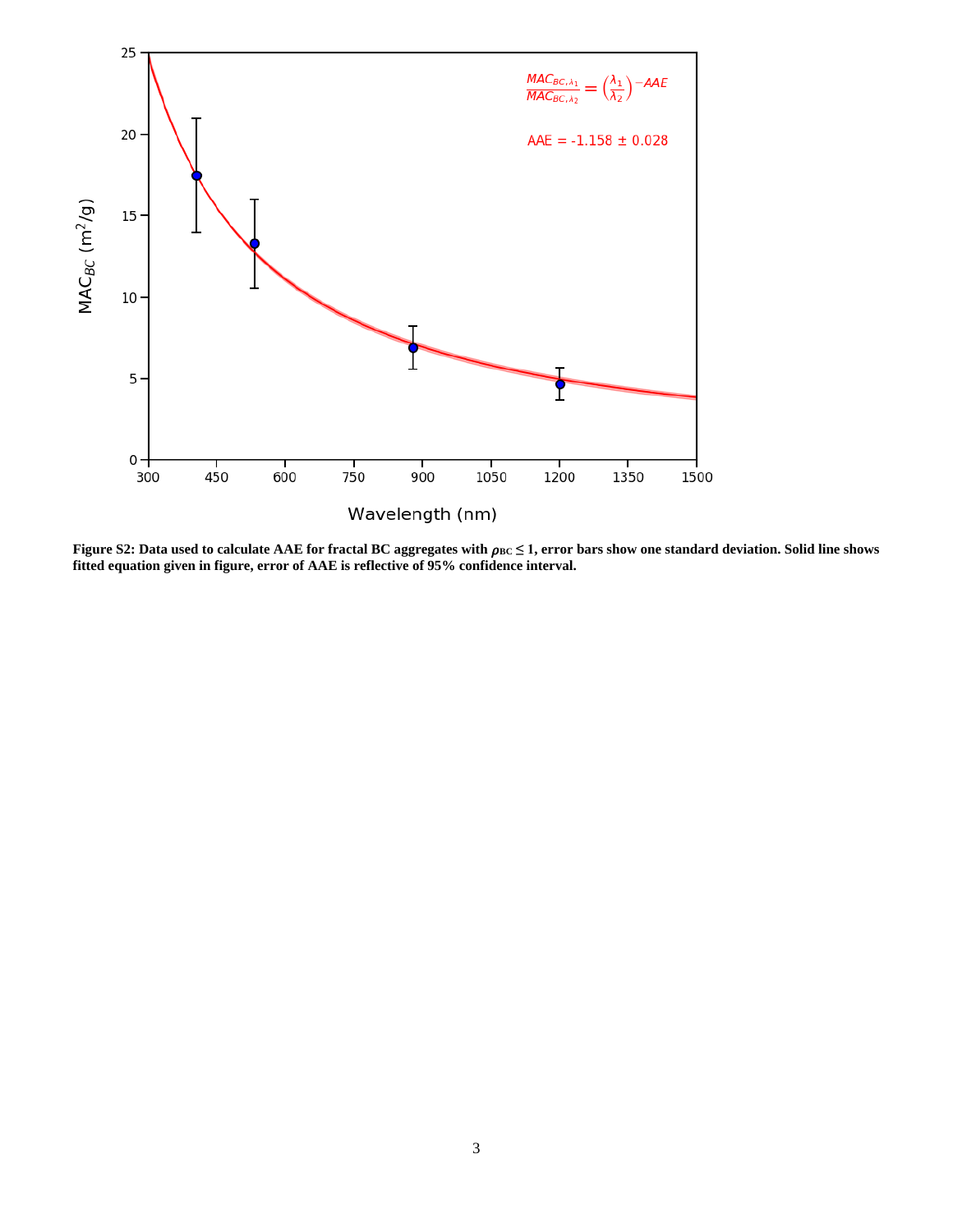$$\frac{MAC_{BC,\lambda_1}}{MAC_{BC,\lambda_2}} = \left(\frac{\lambda_1}{\lambda_2}\right)^{-AAE}$$

AAE = -1.158 ± 0.028

$MAC_{BC}$ ($m^2$/g)

0
5
10
15
20
25

300
450
600
750
900
1050
1200
1350
1500

Wavelength (nm)

**Figure S2: Data used to calculate AAE for fractal BC aggregates with $\rho_{BC} \leq 1$, error bars show one standard deviation. Solid line shows fitted equation given in figure, error of AAE is reflective of 95% confidence interval.**